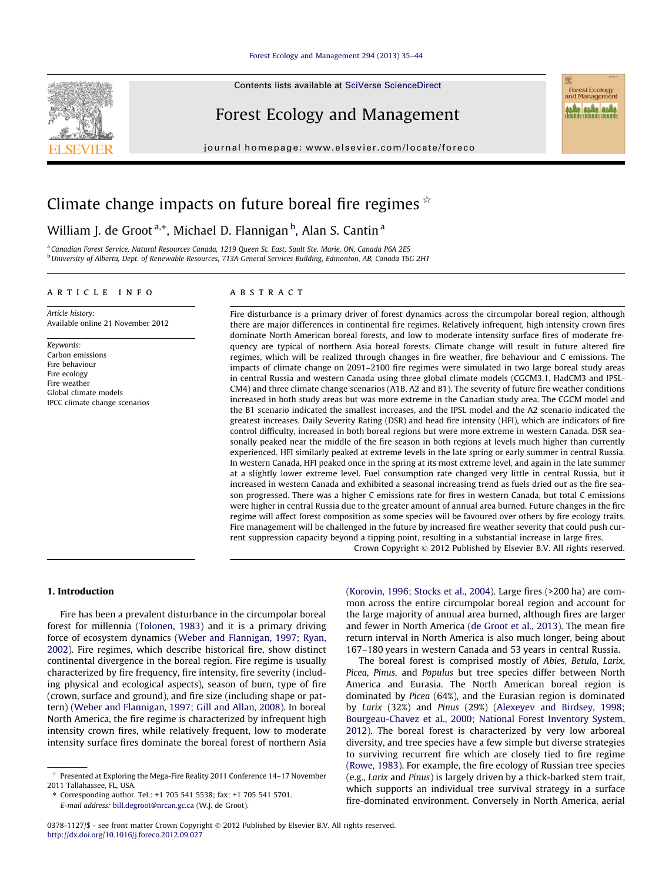Contents lists available at SciVerse ScienceDirect

# Forest Ecology and Management

journal homepage: www.elsevier.com/locate/foreco

# Climate change impacts on future boreal fire regimes ☆

William J. de Groot [a,*], Michael D. Flannigan [b], Alan S. Cantin [a]

[a] Canadian Forest Service, Natural Resources Canada, 1219 Queen St. East, Sault Ste. Marie, ON, Canada P6A 2E5

[b] University of Alberta, Dept. of Renewable Resources, 713A General Services Building, Edmonton, AB, Canada T6G 2H1

## ARTICLE INFO

*Article history:*
Available online 21 November 2012

*Keywords:*
Carbon emissions
Fire behaviour
Fire ecology
Fire weather
Global climate models
IPCC climate change scenarios

## ABSTRACT

Fire disturbance is a primary driver of forest dynamics across the circumpolar boreal region, although there are major differences in continental fire regimes. Relatively infrequent, high intensity crown fires dominate North American boreal forests, and low to moderate intensity surface fires of moderate frequency are typical of northern Asia boreal forests. Climate change will result in future altered fire regimes, which will be realized through changes in fire weather, fire behaviour and C emissions. The impacts of climate change on 2091–2100 fire regimes were simulated in two large boreal study areas in central Russia and western Canada using three global climate models (CGCM3.1, HadCM3 and IPSL-CM4) and three climate change scenarios (A1B, A2 and B1). The severity of future fire weather conditions increased in both study areas but was more extreme in the Canadian study area. The CGCM model and the B1 scenario indicated the smallest increases, and the IPSL model and the A2 scenario indicated the greatest increases. Daily Severity Rating (DSR) and head fire intensity (HFI), which are indicators of fire control difficulty, increased in both boreal regions but were more extreme in western Canada. DSR seasonally peaked near the middle of the fire season in both regions at levels much higher than currently experienced. HFI similarly peaked at extreme levels in the late spring or early summer in central Russia. In western Canada, HFI peaked once in the spring at its most extreme level, and again in the late summer at a slightly lower extreme level. Fuel consumption rate changed very little in central Russia, but it increased in western Canada and exhibited a seasonal increasing trend as fuels dried out as the fire season progressed. There was a higher C emissions rate for fires in western Canada, but total C emissions were higher in central Russia due to the greater amount of annual area burned. Future changes in the fire regime will affect forest composition as some species will be favoured over others by fire ecology traits. Fire management will be challenged in the future by increased fire weather severity that could push current suppression capacity beyond a tipping point, resulting in a substantial increase in large fires.

Crown Copyright © 2012 Published by Elsevier B.V. All rights reserved.

## 1. Introduction

Fire has been a prevalent disturbance in the circumpolar boreal forest for millennia (Tolonen, 1983) and it is a primary driving force of ecosystem dynamics (Weber and Flannigan, 1997; Ryan, 2002). Fire regimes, which describe historical fire, show distinct continental divergence in the boreal region. Fire regime is usually characterized by fire frequency, fire intensity, fire severity (including physical and ecological aspects), season of burn, type of fire (crown, surface and ground), and fire size (including shape or pattern) (Weber and Flannigan, 1997; Gill and Allan, 2008). In boreal North America, the fire regime is characterized by infrequent high intensity crown fires, while relatively frequent, low to moderate intensity surface fires dominate the boreal forest of northern Asia (Korovin, 1996; Stocks et al., 2004). Large fires (>200 ha) are common across the entire circumpolar boreal region and account for the large majority of annual area burned, although fires are larger and fewer in North America (de Groot et al., 2013). The mean fire return interval in North America is also much longer, being about 167–180 years in western Canada and 53 years in central Russia.

The boreal forest is comprised mostly of *Abies*, *Betula*, *Larix*, *Picea*, *Pinus*, and *Populus* but tree species differ between North America and Eurasia. The North American boreal region is dominated by *Picea* (64%), and the Eurasian region is dominated by *Larix* (32%) and *Pinus* (29%) (Alexeyev and Birdsey, 1998; Bourgeau-Chavez et al., 2000; National Forest Inventory System, 2012). The boreal forest is characterized by very low arboreal diversity, and tree species have a few simple but diverse strategies to surviving recurrent fire which are closely tied to fire regime (Rowe, 1983). For example, the fire ecology of Russian tree species (e.g., *Larix* and *Pinus*) is largely driven by a thick-barked stem trait, which supports an individual tree survival strategy in a surface fire-dominated environment. Conversely in North America, aerial

☆ Presented at Exploring the Mega-Fire Reality 2011 Conference 14–17 November 2011 Tallahassee, FL, USA.

\* Corresponding author. Tel.: +1 705 541 5538; fax: +1 705 541 5701.
E-mail address: bill.degroot@nrcan.gc.ca (W.J. de Groot).

0378-1127/$ - see front matter Crown Copyright © 2012 Published by Elsevier B.V. All rights reserved.
http://dx.doi.org/10.1016/j.foreco.2012.09.027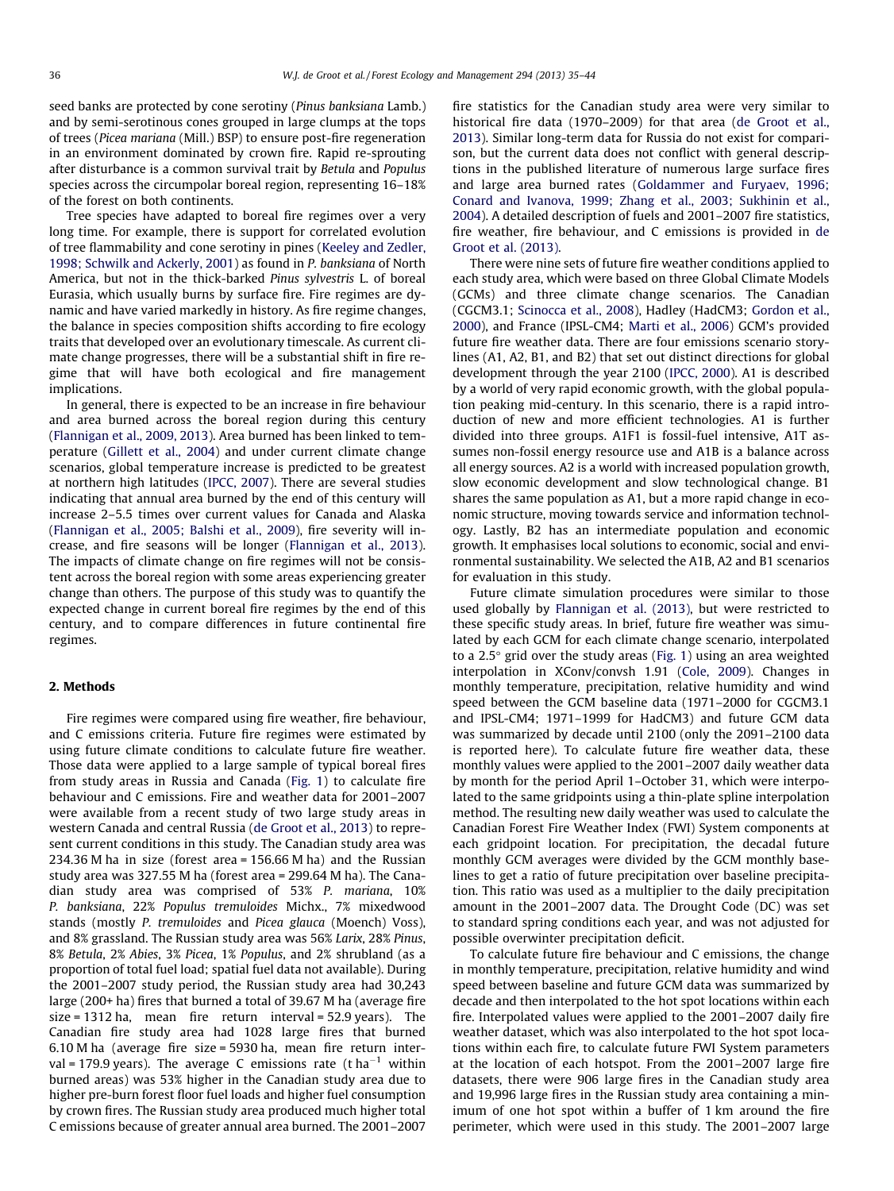seed banks are protected by cone serotiny (*Pinus banksiana* Lamb.) and by semi-serotinous cones grouped in large clumps at the tops of trees (*Picea mariana* (Mill.) BSP) to ensure post-fire regeneration in an environment dominated by crown fire. Rapid re-sprouting after disturbance is a common survival trait by *Betula* and *Populus* species across the circumpolar boreal region, representing 16–18% of the forest on both continents.

Tree species have adapted to boreal fire regimes over a very long time. For example, there is support for correlated evolution of tree flammability and cone serotiny in pines (Keeley and Zedler, 1998; Schwilk and Ackerly, 2001) as found in *P. banksiana* of North America, but not in the thick-barked *Pinus sylvestris* L. of boreal Eurasia, which usually burns by surface fire. Fire regimes are dynamic and have varied markedly in history. As fire regime changes, the balance in species composition shifts according to fire ecology traits that developed over an evolutionary timescale. As current climate change progresses, there will be a substantial shift in fire regime that will have both ecological and fire management implications.

In general, there is expected to be an increase in fire behaviour and area burned across the boreal region during this century (Flannigan et al., 2009, 2013). Area burned has been linked to temperature (Gillett et al., 2004) and under current climate change scenarios, global temperature increase is predicted to be greatest at northern high latitudes (IPCC, 2007). There are several studies indicating that annual area burned by the end of this century will increase 2–5.5 times over current values for Canada and Alaska (Flannigan et al., 2005; Balshi et al., 2009), fire severity will increase, and fire seasons will be longer (Flannigan et al., 2013). The impacts of climate change on fire regimes will not be consistent across the boreal region with some areas experiencing greater change than others. The purpose of this study was to quantify the expected change in current boreal fire regimes by the end of this century, and to compare differences in future continental fire regimes.

## 2. Methods

Fire regimes were compared using fire weather, fire behaviour, and C emissions criteria. Future fire regimes were estimated by using future climate conditions to calculate future fire weather. Those data were applied to a large sample of typical boreal fires from study areas in Russia and Canada (Fig. 1) to calculate fire behaviour and C emissions. Fire and weather data for 2001–2007 were available from a recent study of two large study areas in western Canada and central Russia (de Groot et al., 2013) to represent current conditions in this study. The Canadian study area was 234.36 M ha in size (forest area = 156.66 M ha) and the Russian study area was 327.55 M ha (forest area = 299.64 M ha). The Canadian study area was comprised of 53% *P. mariana*, 10% *P. banksiana*, 22% *Populus tremuloides* Michx., 7% mixedwood stands (mostly *P. tremuloides* and *Picea glauca* (Moench) Voss), and 8% grassland. The Russian study area was 56% *Larix*, 28% *Pinus*, 8% *Betula*, 2% *Abies*, 3% *Picea*, 1% *Populus*, and 2% shrubland (as a proportion of total fuel load; spatial fuel data not available). During the 2001–2007 study period, the Russian study area had 30,243 large (200+ ha) fires that burned a total of 39.67 M ha (average fire size = 1312 ha, mean fire return interval = 52.9 years). The Canadian fire study area had 1028 large fires that burned 6.10 M ha (average fire size = 5930 ha, mean fire return interval = 179.9 years). The average C emissions rate (t $ha^{-1}$ within burned areas) was 53% higher in the Canadian study area due to higher pre-burn forest floor fuel loads and higher fuel consumption by crown fires. The Russian study area produced much higher total C emissions because of greater annual area burned. The 2001–2007 fire statistics for the Canadian study area were very similar to historical fire data (1970–2009) for that area (de Groot et al., 2013). Similar long-term data for Russia do not exist for comparison, but the current data does not conflict with general descriptions in the published literature of numerous large surface fires and large area burned rates (Goldammer and Furyaev, 1996; Conard and Ivanova, 1999; Zhang et al., 2003; Sukhinin et al., 2004). A detailed description of fuels and 2001–2007 fire statistics, fire weather, fire behaviour, and C emissions is provided in de Groot et al. (2013).

There were nine sets of future fire weather conditions applied to each study area, which were based on three Global Climate Models (GCMs) and three climate change scenarios. The Canadian (CGCM3.1; Scinocca et al., 2008), Hadley (HadCM3; Gordon et al., 2000), and France (IPSL-CM4; Marti et al., 2006) GCM's provided future fire weather data. There are four emissions scenario storylines (A1, A2, B1, and B2) that set out distinct directions for global development through the year 2100 (IPCC, 2000). A1 is described by a world of very rapid economic growth, with the global population peaking mid-century. In this scenario, there is a rapid introduction of new and more efficient technologies. A1 is further divided into three groups. A1F1 is fossil-fuel intensive, A1T assumes non-fossil energy resource use and A1B is a balance across all energy sources. A2 is a world with increased population growth, slow economic development and slow technological change. B1 shares the same population as A1, but a more rapid change in economic structure, moving towards service and information technology. Lastly, B2 has an intermediate population and economic growth. It emphasises local solutions to economic, social and environmental sustainability. We selected the A1B, A2 and B1 scenarios for evaluation in this study.

Future climate simulation procedures were similar to those used globally by Flannigan et al. (2013), but were restricted to these specific study areas. In brief, future fire weather was simulated by each GCM for each climate change scenario, interpolated to a 2.5° grid over the study areas (Fig. 1) using an area weighted interpolation in XConv/convsh 1.91 (Cole, 2009). Changes in monthly temperature, precipitation, relative humidity and wind speed between the GCM baseline data (1971–2000 for CGCM3.1 and IPSL-CM4; 1971–1999 for HadCM3) and future GCM data was summarized by decade until 2100 (only the 2091–2100 data is reported here). To calculate future fire weather data, these monthly values were applied to the 2001–2007 daily weather data by month for the period April 1–October 31, which were interpolated to the same gridpoints using a thin-plate spline interpolation method. The resulting new daily weather was used to calculate the Canadian Forest Fire Weather Index (FWI) System components at each gridpoint location. For precipitation, the decadal future monthly GCM averages were divided by the GCM monthly baselines to get a ratio of future precipitation over baseline precipitation. This ratio was used as a multiplier to the daily precipitation amount in the 2001–2007 data. The Drought Code (DC) was set to standard spring conditions each year, and was not adjusted for possible overwinter precipitation deficit.

To calculate future fire behaviour and C emissions, the change in monthly temperature, precipitation, relative humidity and wind speed between baseline and future GCM data was summarized by decade and then interpolated to the hot spot locations within each fire. Interpolated values were applied to the 2001–2007 daily fire weather dataset, which was also interpolated to the hot spot locations within each fire, to calculate future FWI System parameters at the location of each hotspot. From the 2001–2007 large fire datasets, there were 906 large fires in the Canadian study area and 19,996 large fires in the Russian study area containing a minimum of one hot spot within a buffer of 1 km around the fire perimeter, which were used in this study. The 2001–2007 large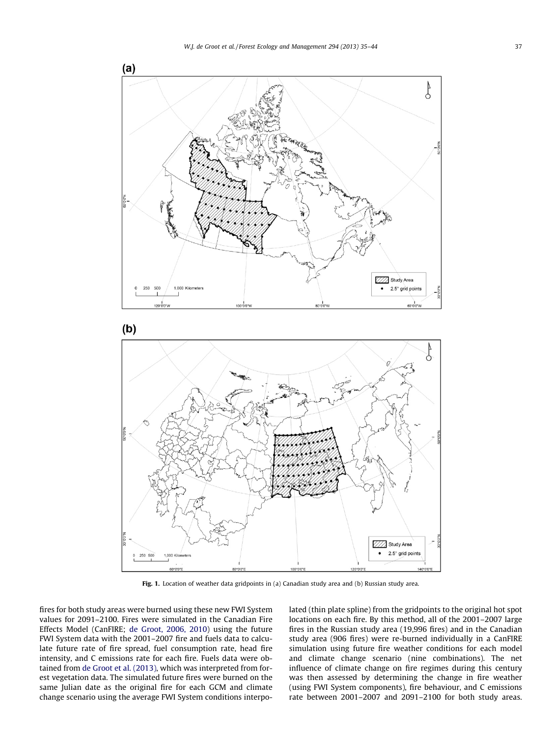**Fig. 1.** Location of weather data gridpoints in (a) Canadian study area and (b) Russian study area.

fires for both study areas were burned using these new FWI System values for 2091–2100. Fires were simulated in the Canadian Fire Effects Model (CanFIRE; de Groot, 2006, 2010) using the future FWI System data with the 2001–2007 fire and fuels data to calculate future rate of fire spread, fuel consumption rate, head fire intensity, and C emissions rate for each fire. Fuels data were obtained from de Groot et al. (2013), which was interpreted from forest vegetation data. The simulated future fires were burned on the same Julian date as the original fire for each GCM and climate change scenario using the average FWI System conditions interpolated (thin plate spline) from the gridpoints to the original hot spot locations on each fire. By this method, all of the 2001–2007 large fires in the Russian study area (19,996 fires) and in the Canadian study area (906 fires) were re-burned individually in a CanFIRE simulation using future fire weather conditions for each model and climate change scenario (nine combinations). The net influence of climate change on fire regimes during this century was then assessed by determining the change in fire weather (using FWI System components), fire behaviour, and C emissions rate between 2001–2007 and 2091–2100 for both study areas.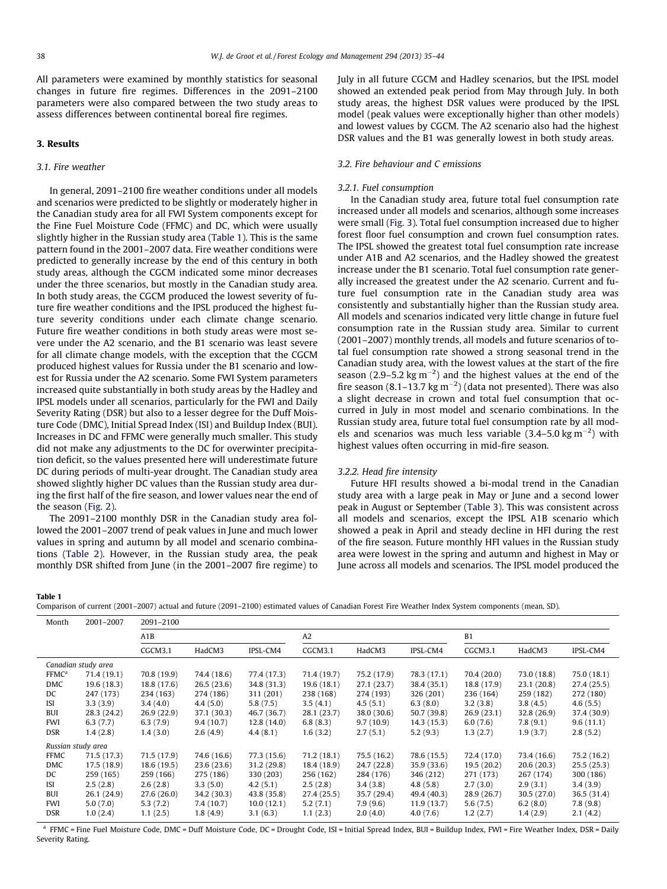All parameters were examined by monthly statistics for seasonal changes in future fire regimes. Differences in the 2091–2100 parameters were also compared between the two study areas to assess differences between continental boreal fire regimes.

## 3. Results

### 3.1. Fire weather

In general, 2091–2100 fire weather conditions under all models and scenarios were predicted to be slightly or moderately higher in the Canadian study area for all FWI System components except for the Fine Fuel Moisture Code (FFMC) and DC, which were usually slightly higher in the Russian study area (Table 1). This is the same pattern found in the 2001–2007 data. Fire weather conditions were predicted to generally increase by the end of this century in both study areas, although the CGCM indicated some minor decreases under the three scenarios, but mostly in the Canadian study area. In both study areas, the CGCM produced the lowest severity of future fire weather conditions and the IPSL produced the highest future severity conditions under each climate change scenario. Future fire weather conditions in both study areas were most severe under the A2 scenario, and the B1 scenario was least severe for all climate change models, with the exception that the CGCM produced highest values for Russia under the B1 scenario and lowest for Russia under the A2 scenario. Some FWI System parameters increased quite substantially in both study areas by the Hadley and IPSL models under all scenarios, particularly for the FWI and Daily Severity Rating (DSR) but also to a lesser degree for the Duff Moisture Code (DMC), Initial Spread Index (ISI) and Buildup Index (BUI). Increases in DC and FFMC were generally much smaller. This study did not make any adjustments to the DC for overwinter precipitation deficit, so the values presented here will underestimate future DC during periods of multi-year drought. The Canadian study area showed slightly higher DC values than the Russian study area during the first half of the fire season, and lower values near the end of the season (Fig. 2).

The 2091–2100 monthly DSR in the Canadian study area followed the 2001–2007 trend of peak values in June and much lower values in spring and autumn by all model and scenario combinations (Table 2). However, in the Russian study area, the peak monthly DSR shifted from June (in the 2001–2007 fire regime) to July in all future CGCM and Hadley scenarios, but the IPSL model showed an extended peak period from May through July. In both study areas, the highest DSR values were produced by the IPSL model (peak values were exceptionally higher than other models) and lowest values by CGCM. The A2 scenario also had the highest DSR values and the B1 was generally lowest in both study areas.

### 3.2. Fire behaviour and C emissions

#### 3.2.1. Fuel consumption

In the Canadian study area, future total fuel consumption rate increased under all models and scenarios, although some increases were small (Fig. 3). Total fuel consumption increased due to higher forest floor fuel consumption and crown fuel consumption rates. The IPSL showed the greatest total fuel consumption rate increase under A1B and A2 scenarios, and the Hadley showed the greatest increase under the B1 scenario. Total fuel consumption rate generally increased the greatest under the A2 scenario. Current and future fuel consumption rate in the Canadian study area was consistently and substantially higher than the Russian study area. All models and scenarios indicated very little change in future fuel consumption rate in the Russian study area. Similar to current (2001–2007) monthly trends, all models and future scenarios of total fuel consumption rate showed a strong seasonal trend in the Canadian study area, with the lowest values at the start of the fire season (2.9–5.2 kg $m^{-2}$) and the highest values at the end of the fire season (8.1–13.7 kg $m^{-2}$) (data not presented). There was also a slight decrease in crown and total fuel consumption that occurred in July in most model and scenario combinations. In the Russian study area, future total fuel consumption rate by all models and scenarios was much less variable (3.4–5.0 kg $m^{-2}$) with highest values often occurring in mid-fire season.

#### 3.2.2. Head fire intensity

Future HFI results showed a bi-modal trend in the Canadian study area with a large peak in May or June and a second lower peak in August or September (Table 3). This was consistent across all models and scenarios, except the IPSL A1B scenario which showed a peak in April and steady decline in HFI during the rest of the fire season. Future monthly HFI values in the Russian study area were lowest in the spring and autumn and highest in May or June across all models and scenarios. The IPSL model produced the

**Table 1**
Comparison of current (2001–2007) actual and future (2091–2100) estimated values of Canadian Forest Fire Weather Index System components (mean, SD).

| Month | 2001–2007 | 2091–2100 | | | | | | | | |
|---|---|---|---|---|---|---|---|---|---|---|
| | | A1B | | | A2 | | | B1 | | |
| | | CGCM3.1 | HadCM3 | IPSL-CM4 | CGCM3.1 | HadCM3 | IPSL-CM4 | CGCM3.1 | HadCM3 | IPSL-CM4 |
| *Canadian study area* | | | | | | | | | | |
| FFMC[a] | 71.4 (19.1) | 70.8 (19.9) | 74.4 (18.6) | 77.4 (17.3) | 71.4 (19.7) | 75.2 (17.9) | 78.3 (17.1) | 70.4 (20.0) | 73.0 (18.8) | 75.0 (18.1) |
| DMC | 19.6 (18.3) | 18.8 (17.6) | 26.5 (23.6) | 34.8 (31.3) | 19.6 (18.1) | 27.1 (23.7) | 38.4 (35.1) | 18.8 (17.9) | 23.1 (20.8) | 27.4 (25.5) |
| DC | 247 (173) | 234 (163) | 274 (186) | 311 (201) | 238 (168) | 274 (193) | 326 (201) | 236 (164) | 259 (182) | 272 (180) |
| ISI | 3.3 (3.9) | 3.4 (4.0) | 4.4 (5.0) | 5.8 (7.5) | 3.5 (4.1) | 4.5 (5.1) | 6.3 (8.0) | 3.2 (3.8) | 3.8 (4.5) | 4.6 (5.5) |
| BUI | 28.3 (24.2) | 26.9 (22.9) | 37.1 (30.3) | 46.7 (36.7) | 28.1 (23.7) | 38.0 (30.6) | 50.7 (39.8) | 26.9 (23.1) | 32.8 (26.9) | 37.4 (30.9) |
| FWI | 6.3 (7.7) | 6.3 (7.9) | 9.4 (10.7) | 12.8 (14.0) | 6.8 (8.3) | 9.7 (10.9) | 14.3 (15.3) | 6.0 (7.6) | 7.8 (9.1) | 9.6 (11.1) |
| DSR | 1.4 (2.8) | 1.4 (3.0) | 2.6 (4.9) | 4.4 (8.1) | 1.6 (3.2) | 2.7 (5.1) | 5.2 (9.3) | 1.3 (2.7) | 1.9 (3.7) | 2.8 (5.2) |
| *Russian study area* | | | | | | | | | | |
| FFMC | 71.5 (17.3) | 71.5 (17.9) | 74.6 (16.6) | 77.3 (15.6) | 71.2 (18.1) | 75.5 (16.2) | 78.6 (15.5) | 72.4 (17.0) | 73.4 (16.6) | 75.2 (16.2) |
| DMC | 17.5 (18.9) | 18.6 (19.5) | 23.6 (23.6) | 31.2 (29.8) | 18.4 (18.9) | 24.7 (22.8) | 35.9 (33.6) | 19.5 (20.2) | 20.6 (20.3) | 25.5 (25.3) |
| DC | 259 (165) | 259 (166) | 275 (186) | 330 (203) | 256 (162) | 284 (176) | 346 (212) | 271 (173) | 267 (174) | 300 (186) |
| ISI | 2.5 (2.8) | 2.6 (2.8) | 3.3 (5.0) | 4.2 (5.1) | 2.5 (2.8) | 3.4 (3.8) | 4.8 (5.8) | 2.7 (3.0) | 2.9 (3.1) | 3.4 (3.9) |
| BUI | 26.1 (24.9) | 27.6 (26.0) | 34.2 (30.3) | 43.8 (35.8) | 27.4 (25.5) | 35.7 (29.4) | 49.4 (40.3) | 28.9 (26.7) | 30.5 (27.0) | 36.5 (31.4) |
| FWI | 5.0 (7.0) | 5.3 (7.2) | 7.4 (10.7) | 10.0 (12.1) | 5.2 (7.1) | 7.9 (9.6) | 11.9 (13.7) | 5.6 (7.5) | 6.2 (8.0) | 7.8 (9.8) |
| DSR | 1.0 (2.4) | 1.1 (2.5) | 1.8 (4.9) | 3.1 (6.3) | 1.1 (2.3) | 2.0 (4.0) | 4.0 (7.6) | 1.2 (2.7) | 1.4 (2.9) | 2.1 (4.2) |

[a] FFMC = Fine Fuel Moisture Code, DMC = Duff Moisture Code, DC = Drought Code, ISI = Initial Spread Index, BUI = Buildup Index, FWI = Fire Weather Index, DSR = Daily Severity Rating.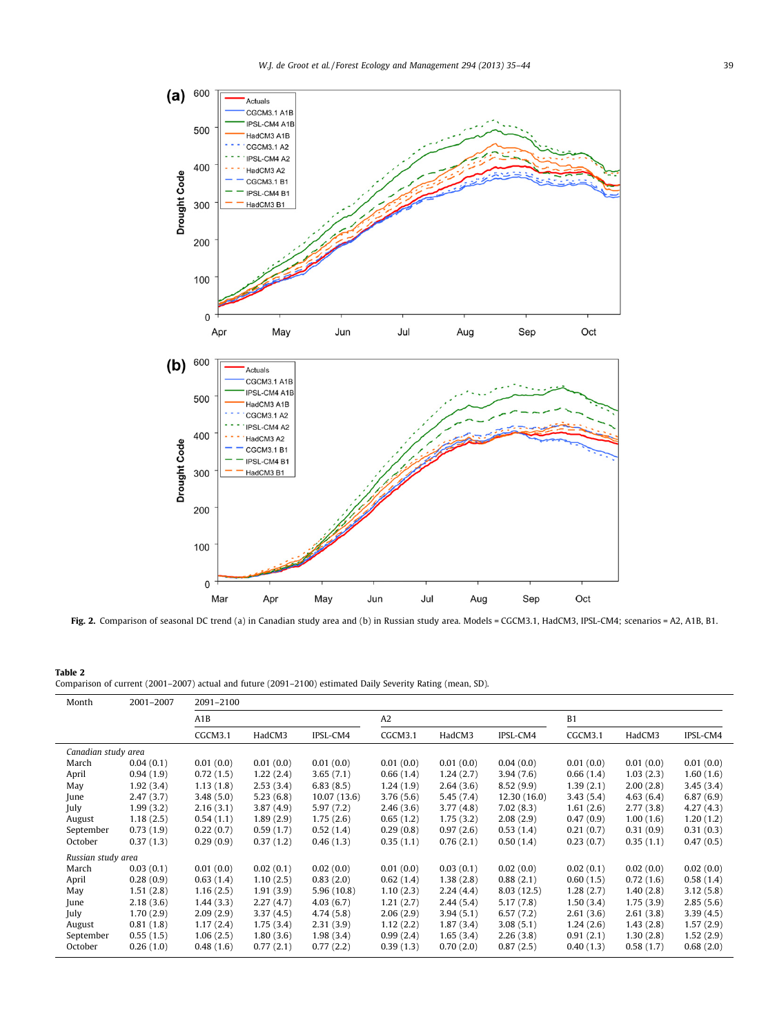**Fig. 2.** Comparison of seasonal DC trend (a) in Canadian study area and (b) in Russian study area. Models = CGCM3.1, HadCM3, IPSL-CM4; scenarios = A2, A1B, B1.

**Table 2**
Comparison of current (2001–2007) actual and future (2091–2100) estimated Daily Severity Rating (mean, SD).

| Month | 2001–2007 | 2091–2100 | | | | | | | | |
|---|---|---|---|---|---|---|---|---|---|---|
| | | A1B | | | A2 | | | B1 | | |
| | | CGCM3.1 | HadCM3 | IPSL-CM4 | CGCM3.1 | HadCM3 | IPSL-CM4 | CGCM3.1 | HadCM3 | IPSL-CM4 |
| *Canadian study area* | | | | | | | | | | |
| March | 0.04 (0.1) | 0.01 (0.0) | 0.01 (0.0) | 0.01 (0.0) | 0.01 (0.0) | 0.01 (0.0) | 0.04 (0.0) | 0.01 (0.0) | 0.01 (0.0) | 0.01 (0.0) |
| April | 0.94 (1.9) | 0.72 (1.5) | 1.22 (2.4) | 3.65 (7.1) | 0.66 (1.4) | 1.24 (2.7) | 3.94 (7.6) | 0.66 (1.4) | 1.03 (2.3) | 1.60 (1.6) |
| May | 1.92 (3.4) | 1.13 (1.8) | 2.53 (3.4) | 6.83 (8.5) | 1.24 (1.9) | 2.64 (3.6) | 8.52 (9.9) | 1.39 (2.1) | 2.00 (2.8) | 3.45 (3.4) |
| June | 2.47 (3.7) | 3.48 (5.0) | 5.23 (6.8) | 10.07 (13.6) | 3.76 (5.6) | 5.45 (7.4) | 12.30 (16.0) | 3.43 (5.4) | 4.63 (6.4) | 6.87 (6.9) |
| July | 1.99 (3.2) | 2.16 (3.1) | 3.87 (4.9) | 5.97 (7.2) | 2.46 (3.6) | 3.77 (4.8) | 7.02 (8.3) | 1.61 (2.6) | 2.77 (3.8) | 4.27 (4.3) |
| August | 1.18 (2.5) | 0.54 (1.1) | 1.89 (2.9) | 1.75 (2.6) | 0.65 (1.2) | 1.75 (3.2) | 2.08 (2.9) | 0.47 (0.9) | 1.00 (1.6) | 1.20 (1.2) |
| September | 0.73 (1.9) | 0.22 (0.7) | 0.59 (1.7) | 0.52 (1.4) | 0.29 (0.8) | 0.97 (2.6) | 0.53 (1.4) | 0.21 (0.7) | 0.31 (0.9) | 0.31 (0.3) |
| October | 0.37 (1.3) | 0.29 (0.9) | 0.37 (1.2) | 0.46 (1.3) | 0.35 (1.1) | 0.76 (2.1) | 0.50 (1.4) | 0.23 (0.7) | 0.35 (1.1) | 0.47 (0.5) |
| *Russian study area* | | | | | | | | | | |
| March | 0.03 (0.1) | 0.01 (0.0) | 0.02 (0.1) | 0.02 (0.0) | 0.01 (0.0) | 0.03 (0.1) | 0.02 (0.0) | 0.02 (0.1) | 0.02 (0.0) | 0.02 (0.0) |
| April | 0.28 (0.9) | 0.63 (1.4) | 1.10 (2.5) | 0.83 (2.0) | 0.62 (1.4) | 1.38 (2.8) | 0.88 (2.1) | 0.60 (1.5) | 0.72 (1.6) | 0.58 (1.4) |
| May | 1.51 (2.8) | 1.16 (2.5) | 1.91 (3.9) | 5.96 (10.8) | 1.10 (2.3) | 2.24 (4.4) | 8.03 (12.5) | 1.28 (2.7) | 1.40 (2.8) | 3.12 (5.8) |
| June | 2.18 (3.6) | 1.44 (3.3) | 2.27 (4.7) | 4.03 (6.7) | 1.21 (2.7) | 2.44 (5.4) | 5.17 (7.8) | 1.50 (3.4) | 1.75 (3.9) | 2.85 (5.6) |
| July | 1.70 (2.9) | 2.09 (2.9) | 3.37 (4.5) | 4.74 (5.8) | 2.06 (2.9) | 3.94 (5.1) | 6.57 (7.2) | 2.61 (3.6) | 2.61 (3.8) | 3.39 (4.5) |
| August | 0.81 (1.8) | 1.17 (2.4) | 1.75 (3.4) | 2.31 (3.9) | 1.12 (2.2) | 1.87 (3.4) | 3.08 (5.1) | 1.24 (2.6) | 1.43 (2.8) | 1.57 (2.9) |
| September | 0.55 (1.5) | 1.06 (2.5) | 1.80 (3.6) | 1.98 (3.4) | 0.99 (2.4) | 1.65 (3.4) | 2.26 (3.8) | 0.91 (2.1) | 1.30 (2.8) | 1.52 (2.9) |
| October | 0.26 (1.0) | 0.48 (1.6) | 0.77 (2.1) | 0.77 (2.2) | 0.39 (1.3) | 0.70 (2.0) | 0.87 (2.5) | 0.40 (1.3) | 0.58 (1.7) | 0.68 (2.0) |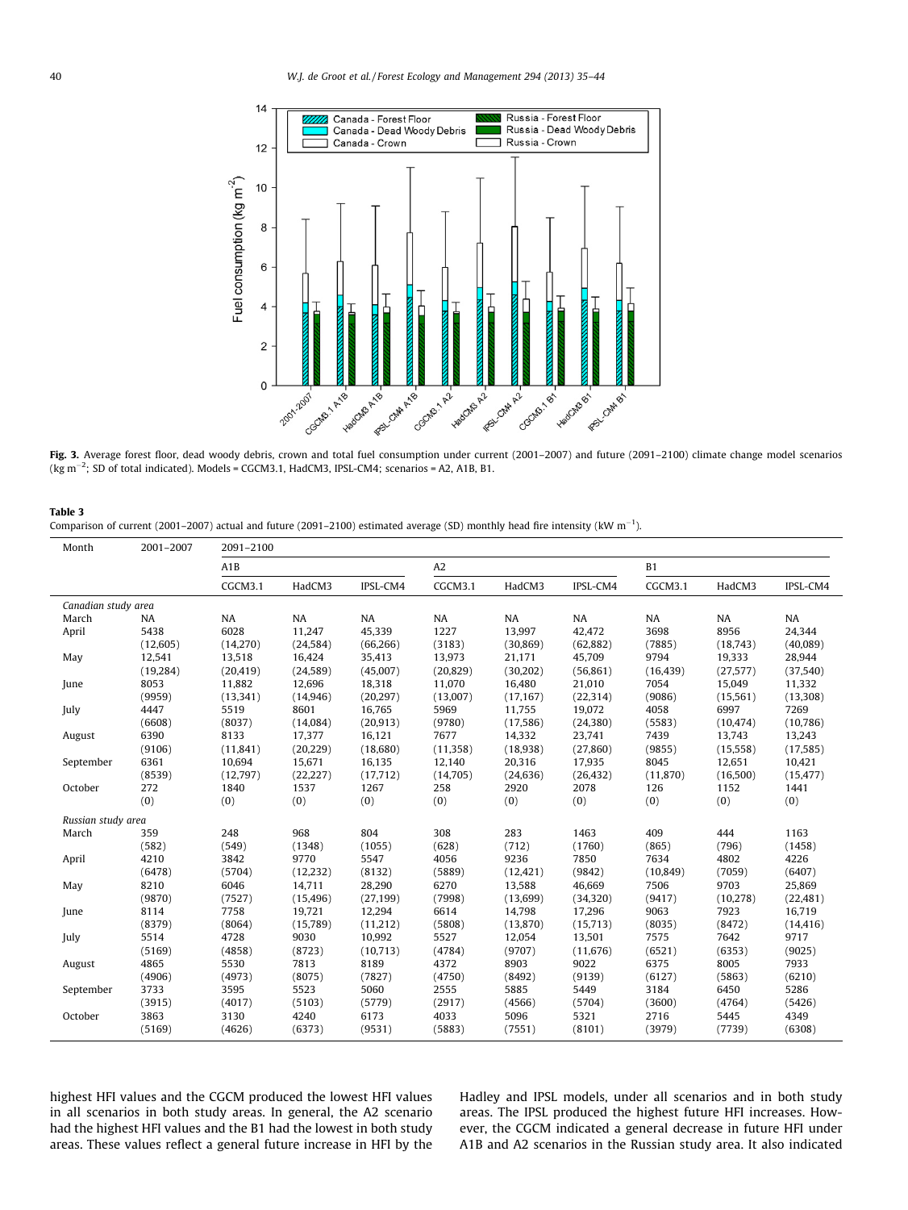**Fig. 3.** Average forest floor, dead woody debris, crown and total fuel consumption under current (2001–2007) and future (2091–2100) climate change model scenarios (kg m$^{-2}$; SD of total indicated). Models = CGCM3.1, HadCM3, IPSL-CM4; scenarios = A2, A1B, B1.

**Table 3**
Comparison of current (2001–2007) actual and future (2091–2100) estimated average (SD) monthly head fire intensity (kW m$^{-1}$).

| Month | 2001–2007 | 2091–2100 | | | | | | | | |
|---|---|---|---|---|---|---|---|---|---|---|
| | | A1B | | | A2 | | | B1 | | |
| | | CGCM3.1 | HadCM3 | IPSL-CM4 | CGCM3.1 | HadCM3 | IPSL-CM4 | CGCM3.1 | HadCM3 | IPSL-CM4 |
| *Canadian study area* | | | | | | | | | | |
| March | NA | NA | NA | NA | NA | NA | NA | NA | NA | NA |
| April | 5438 | 6028 | 11,247 | 45,339 | 1227 | 13,997 | 42,472 | 3698 | 8956 | 24,344 |
| | (12,605) | (14,270) | (24,584) | (66,266) | (3183) | (30,869) | (62,882) | (7885) | (18,743) | (40,089) |
| May | 12,541 | 13,518 | 16,424 | 35,413 | 13,973 | 21,171 | 45,709 | 9794 | 19,333 | 28,944 |
| | (19,284) | (20,419) | (24,589) | (45,007) | (20,829) | (30,202) | (56,861) | (16,439) | (27,577) | (37,540) |
| June | 8053 | 11,882 | 12,696 | 18,318 | 11,070 | 16,480 | 21,010 | 7054 | 15,049 | 11,332 |
| | (9959) | (13,341) | (14,946) | (20,297) | (13,007) | (17,167) | (22,314) | (9086) | (15,561) | (13,308) |
| July | 4447 | 5519 | 8601 | 16,765 | 5969 | 11,755 | 19,072 | 4058 | 6997 | 7269 |
| | (6608) | (8037) | (14,084) | (20,913) | (9780) | (17,586) | (24,380) | (5583) | (10,474) | (10,786) |
| August | 6390 | 8133 | 17,377 | 16,121 | 7677 | 14,332 | 23,741 | 7439 | 13,743 | 13,243 |
| | (9106) | (11,841) | (20,229) | (18,680) | (11,358) | (18,938) | (27,860) | (9855) | (15,558) | (17,585) |
| September | 6361 | 10,694 | 15,671 | 16,135 | 12,140 | 20,316 | 17,935 | 8045 | 12,651 | 10,421 |
| | (8539) | (12,797) | (22,227) | (17,712) | (14,705) | (24,636) | (26,432) | (11,870) | (16,500) | (15,477) |
| October | 272 | 1840 | 1537 | 1267 | 258 | 2920 | 2078 | 126 | 1152 | 1441 |
| | (0) | (0) | (0) | (0) | (0) | (0) | (0) | (0) | (0) | (0) |
| *Russian study area* | | | | | | | | | | |
| March | 359 | 248 | 968 | 804 | 308 | 283 | 1463 | 409 | 444 | 1163 |
| | (582) | (549) | (1348) | (1055) | (628) | (712) | (1760) | (865) | (796) | (1458) |
| April | 4210 | 3842 | 9770 | 5547 | 4056 | 9236 | 7850 | 7634 | 4802 | 4226 |
| | (6478) | (5704) | (12,232) | (8132) | (5889) | (12,421) | (9842) | (10,849) | (7059) | (6407) |
| May | 8210 | 6046 | 14,711 | 28,290 | 6270 | 13,588 | 46,669 | 7506 | 9703 | 25,869 |
| | (9870) | (7527) | (15,496) | (27,199) | (7998) | (13,699) | (34,320) | (9417) | (10,278) | (22,481) |
| June | 8114 | 7758 | 19,721 | 12,294 | 6614 | 14,798 | 17,296 | 9063 | 7923 | 16,719 |
| | (8379) | (8064) | (15,789) | (11,212) | (5808) | (13,870) | (15,713) | (8035) | (8472) | (14,416) |
| July | 5514 | 4728 | 9030 | 10,992 | 5527 | 12,054 | 13,501 | 7575 | 7642 | 9717 |
| | (5169) | (4858) | (8723) | (10,713) | (4784) | (9707) | (11,676) | (6521) | (6353) | (9025) |
| August | 4865 | 5530 | 7813 | 8189 | 4372 | 8903 | 9022 | 6375 | 8005 | 7933 |
| | (4906) | (4973) | (8075) | (7827) | (4750) | (8492) | (9139) | (6127) | (5863) | (6210) |
| September | 3733 | 3595 | 5523 | 5060 | 2555 | 5885 | 5449 | 3184 | 6450 | 5286 |
| | (3915) | (4017) | (5103) | (5779) | (2917) | (4566) | (5704) | (3600) | (4764) | (5426) |
| October | 3863 | 3130 | 4240 | 6173 | 4033 | 5096 | 5321 | 2716 | 5445 | 4349 |
| | (5169) | (4626) | (6373) | (9531) | (5883) | (7551) | (8101) | (3979) | (7739) | (6308) |

highest HFI values and the CGCM produced the lowest HFI values in all scenarios in both study areas. In general, the A2 scenario had the highest HFI values and the B1 had the lowest in both study areas. These values reflect a general future increase in HFI by the Hadley and IPSL models, under all scenarios and in both study areas. The IPSL produced the highest future HFI increases. However, the CGCM indicated a general decrease in future HFI under A1B and A2 scenarios in the Russian study area. It also indicated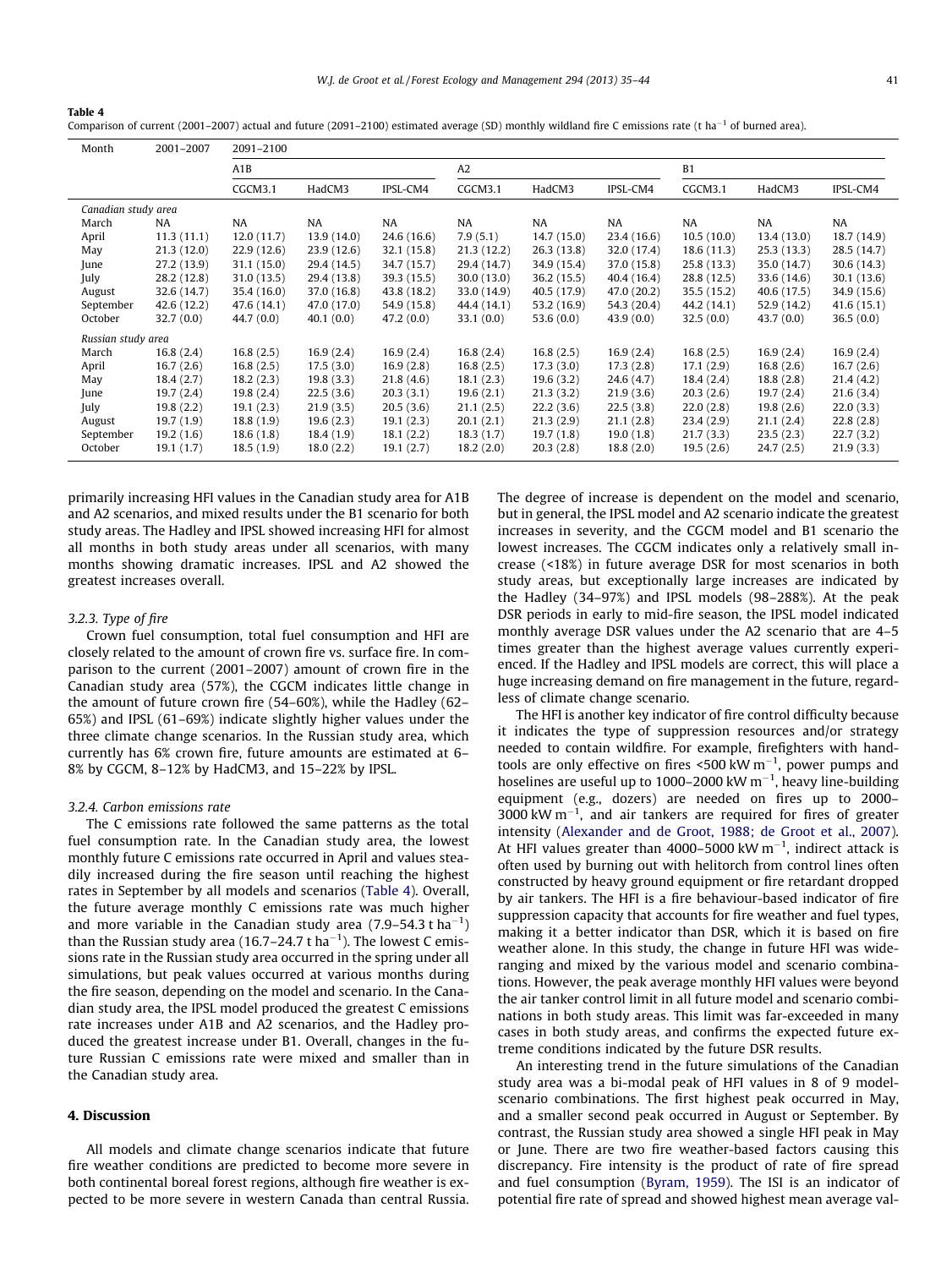**Table 4**
Comparison of current (2001–2007) actual and future (2091–2100) estimated average (SD) monthly wildland fire C emissions rate (t $ha^{-1}$ of burned area).

| Month | 2001–2007 | 2091–2100 | | | | | | | | |
|---|---|---|---|---|---|---|---|---|---|---|
| | | A1B | | | A2 | | | B1 | | |
| | | CGCM3.1 | HadCM3 | IPSL-CM4 | CGCM3.1 | HadCM3 | IPSL-CM4 | CGCM3.1 | HadCM3 | IPSL-CM4 |
| *Canadian study area* | | | | | | | | | | |
| March | NA | NA | NA | NA | NA | NA | NA | NA | NA | NA |
| April | 11.3 (11.1) | 12.0 (11.7) | 13.9 (14.0) | 24.6 (16.6) | 7.9 (5.1) | 14.7 (15.0) | 23.4 (16.6) | 10.5 (10.0) | 13.4 (13.0) | 18.7 (14.9) |
| May | 21.3 (12.0) | 22.9 (12.6) | 23.9 (12.6) | 32.1 (15.8) | 21.3 (12.2) | 26.3 (13.8) | 32.0 (17.4) | 18.6 (11.3) | 25.3 (13.3) | 28.5 (14.7) |
| June | 27.2 (13.9) | 31.1 (15.0) | 29.4 (14.5) | 34.7 (15.7) | 29.4 (14.7) | 34.9 (15.4) | 37.0 (15.8) | 25.8 (13.3) | 35.0 (14.7) | 30.6 (14.3) |
| July | 28.2 (12.8) | 31.0 (13.5) | 29.4 (13.8) | 39.3 (15.5) | 30.0 (13.0) | 36.2 (15.5) | 40.4 (16.4) | 28.8 (12.5) | 33.6 (14.6) | 30.1 (13.6) |
| August | 32.6 (14.7) | 35.4 (16.0) | 37.0 (16.8) | 43.8 (18.2) | 33.0 (14.9) | 40.5 (17.9) | 47.0 (20.2) | 35.5 (15.2) | 40.6 (17.5) | 34.9 (15.6) |
| September | 42.6 (12.2) | 47.6 (14.1) | 47.0 (17.0) | 54.9 (15.8) | 44.4 (14.1) | 53.2 (16.9) | 54.3 (20.4) | 44.2 (14.1) | 52.9 (14.2) | 41.6 (15.1) |
| October | 32.7 (0.0) | 44.7 (0.0) | 40.1 (0.0) | 47.2 (0.0) | 33.1 (0.0) | 53.6 (0.0) | 43.9 (0.0) | 32.5 (0.0) | 43.7 (0.0) | 36.5 (0.0) |
| *Russian study area* | | | | | | | | | | |
| March | 16.8 (2.4) | 16.8 (2.5) | 16.9 (2.4) | 16.9 (2.4) | 16.8 (2.4) | 16.8 (2.5) | 16.9 (2.4) | 16.8 (2.5) | 16.9 (2.4) | 16.9 (2.4) |
| April | 16.7 (2.6) | 16.8 (2.5) | 17.5 (3.0) | 16.9 (2.8) | 16.8 (2.5) | 17.3 (3.0) | 17.3 (2.8) | 17.1 (2.9) | 16.8 (2.6) | 16.7 (2.6) |
| May | 18.4 (2.7) | 18.2 (2.3) | 19.8 (3.3) | 21.8 (4.6) | 18.1 (2.3) | 19.6 (3.2) | 24.6 (4.7) | 18.4 (2.4) | 18.8 (2.8) | 21.4 (4.2) |
| June | 19.7 (2.4) | 19.8 (2.4) | 22.5 (3.6) | 20.3 (3.1) | 19.6 (2.1) | 21.3 (3.2) | 21.9 (3.6) | 20.3 (2.6) | 19.7 (2.4) | 21.6 (3.4) |
| July | 19.8 (2.2) | 19.1 (2.3) | 21.9 (3.5) | 20.5 (3.6) | 21.1 (2.5) | 22.2 (3.6) | 22.5 (3.8) | 22.0 (2.8) | 19.8 (2.6) | 22.0 (3.3) |
| August | 19.7 (1.9) | 18.8 (1.9) | 19.6 (2.3) | 19.1 (2.3) | 20.1 (2.1) | 21.3 (2.9) | 21.1 (2.8) | 23.4 (2.9) | 21.1 (2.4) | 22.8 (2.8) |
| September | 19.2 (1.6) | 18.6 (1.8) | 18.4 (1.9) | 18.1 (2.2) | 18.3 (1.7) | 19.7 (1.8) | 19.0 (1.8) | 21.7 (3.3) | 23.5 (2.3) | 22.7 (3.2) |
| October | 19.1 (1.7) | 18.5 (1.9) | 18.0 (2.2) | 19.1 (2.7) | 18.2 (2.0) | 20.3 (2.8) | 18.8 (2.0) | 19.5 (2.6) | 24.7 (2.5) | 21.9 (3.3) |

primarily increasing HFI values in the Canadian study area for A1B and A2 scenarios, and mixed results under the B1 scenario for both study areas. The Hadley and IPSL showed increasing HFI for almost all months in both study areas under all scenarios, with many months showing dramatic increases. IPSL and A2 showed the greatest increases overall.

### 3.2.3. Type of fire

Crown fuel consumption, total fuel consumption and HFI are closely related to the amount of crown fire vs. surface fire. In comparison to the current (2001–2007) amount of crown fire in the Canadian study area (57%), the CGCM indicates little change in the amount of future crown fire (54–60%), while the Hadley (62–65%) and IPSL (61–69%) indicate slightly higher values under the three climate change scenarios. In the Russian study area, which currently has 6% crown fire, future amounts are estimated at 6–8% by CGCM, 8–12% by HadCM3, and 15–22% by IPSL.

### 3.2.4. Carbon emissions rate

The C emissions rate followed the same patterns as the total fuel consumption rate. In the Canadian study area, the lowest monthly future C emissions rate occurred in April and values steadily increased during the fire season until reaching the highest rates in September by all models and scenarios (Table 4). Overall, the future average monthly C emissions rate was much higher and more variable in the Canadian study area (7.9–54.3 t $ha^{-1}$) than the Russian study area (16.7–24.7 t $ha^{-1}$). The lowest C emissions rate in the Russian study area occurred in the spring under all simulations, but peak values occurred at various months during the fire season, depending on the model and scenario. In the Canadian study area, the IPSL model produced the greatest C emissions rate increases under A1B and A2 scenarios, and the Hadley produced the greatest increase under B1. Overall, changes in the future Russian C emissions rate were mixed and smaller than in the Canadian study area.

## 4. Discussion

All models and climate change scenarios indicate that future fire weather conditions are predicted to become more severe in both continental boreal forest regions, although fire weather is expected to be more severe in western Canada than central Russia. The degree of increase is dependent on the model and scenario, but in general, the IPSL model and A2 scenario indicate the greatest increases in severity, and the CGCM model and B1 scenario the lowest increases. The CGCM indicates only a relatively small increase (<18%) in future average DSR for most scenarios in both study areas, but exceptionally large increases are indicated by the Hadley (34–97%) and IPSL models (98–288%). At the peak DSR periods in early to mid-fire season, the IPSL model indicated monthly average DSR values under the A2 scenario that are 4–5 times greater than the highest average values currently experienced. If the Hadley and IPSL models are correct, this will place a huge increasing demand on fire management in the future, regardless of climate change scenario.

The HFI is another key indicator of fire control difficulty because it indicates the type of suppression resources and/or strategy needed to contain wildfire. For example, firefighters with handtools are only effective on fires <500 kW $m^{-1}$, power pumps and hoselines are useful up to 1000–2000 kW $m^{-1}$, heavy line-building equipment (e.g., dozers) are needed on fires up to 2000–3000 kW $m^{-1}$, and air tankers are required for fires of greater intensity (Alexander and de Groot, 1988; de Groot et al., 2007). At HFI values greater than 4000–5000 kW $m^{-1}$, indirect attack is often used by burning out with helitorch from control lines often constructed by heavy ground equipment or fire retardant dropped by air tankers. The HFI is a fire behaviour-based indicator of fire suppression capacity that accounts for fire weather and fuel types, making it a better indicator than DSR, which it is based on fire weather alone. In this study, the change in future HFI was wide-ranging and mixed by the various model and scenario combinations. However, the peak average monthly HFI values were beyond the air tanker control limit in all future model and scenario combinations in both study areas. This limit was far-exceeded in many cases in both study areas, and confirms the expected future extreme conditions indicated by the future DSR results.

An interesting trend in the future simulations of the Canadian study area was a bi-modal peak of HFI values in 8 of 9 model-scenario combinations. The first highest peak occurred in May, and a smaller second peak occurred in August or September. By contrast, the Russian study area showed a single HFI peak in May or June. There are two fire weather-based factors causing this discrepancy. Fire intensity is the product of rate of fire spread and fuel consumption (Byram, 1959). The ISI is an indicator of potential fire rate of spread and showed highest mean average val-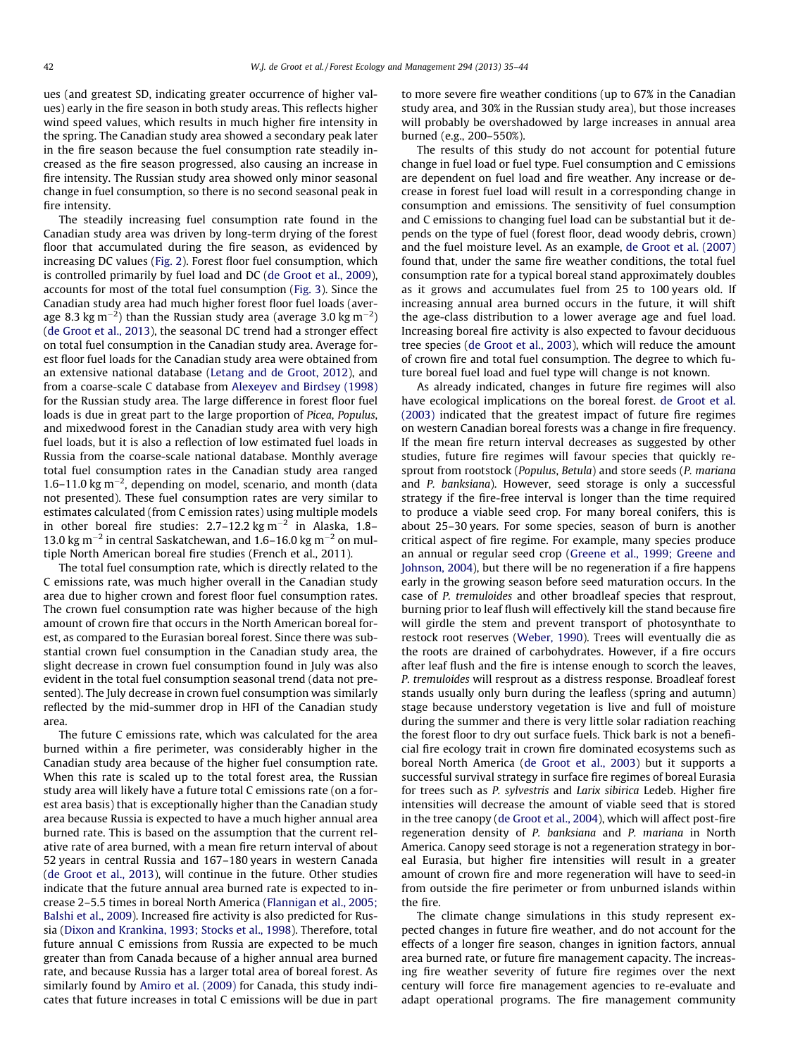ues (and greatest SD, indicating greater occurrence of higher values) early in the fire season in both study areas. This reflects higher wind speed values, which results in much higher fire intensity in the spring. The Canadian study area showed a secondary peak later in the fire season because the fuel consumption rate steadily increased as the fire season progressed, also causing an increase in fire intensity. The Russian study area showed only minor seasonal change in fuel consumption, so there is no second seasonal peak in fire intensity.

The steadily increasing fuel consumption rate found in the Canadian study area was driven by long-term drying of the forest floor that accumulated during the fire season, as evidenced by increasing DC values (Fig. 2). Forest floor fuel consumption, which is controlled primarily by fuel load and DC (de Groot et al., 2009), accounts for most of the total fuel consumption (Fig. 3). Since the Canadian study area had much higher forest floor fuel loads (average 8.3 kg $m^{-2}$) than the Russian study area (average 3.0 kg $m^{-2}$) (de Groot et al., 2013), the seasonal DC trend had a stronger effect on total fuel consumption in the Canadian study area. Average forest floor fuel loads for the Canadian study area were obtained from an extensive national database (Letang and de Groot, 2012), and from a coarse-scale C database from Alexeyev and Birdsey (1998) for the Russian study area. The large difference in forest floor fuel loads is due in great part to the large proportion of *Picea*, *Populus*, and mixedwood forest in the Canadian study area with very high fuel loads, but it is also a reflection of low estimated fuel loads in Russia from the coarse-scale national database. Monthly average total fuel consumption rates in the Canadian study area ranged 1.6–11.0 kg $m^{-2}$, depending on model, scenario, and month (data not presented). These fuel consumption rates are very similar to estimates calculated (from C emission rates) using multiple models in other boreal fire studies: 2.7–12.2 kg $m^{-2}$ in Alaska, 1.8–13.0 kg $m^{-2}$ in central Saskatchewan, and 1.6–16.0 kg $m^{-2}$ on multiple North American boreal fire studies (French et al., 2011).

The total fuel consumption rate, which is directly related to the C emissions rate, was much higher overall in the Canadian study area due to higher crown and forest floor fuel consumption rates. The crown fuel consumption rate was higher because of the high amount of crown fire that occurs in the North American boreal forest, as compared to the Eurasian boreal forest. Since there was substantial crown fuel consumption in the Canadian study area, the slight decrease in crown fuel consumption found in July was also evident in the total fuel consumption seasonal trend (data not presented). The July decrease in crown fuel consumption was similarly reflected by the mid-summer drop in HFI of the Canadian study area.

The future C emissions rate, which was calculated for the area burned within a fire perimeter, was considerably higher in the Canadian study area because of the higher fuel consumption rate. When this rate is scaled up to the total forest area, the Russian study area will likely have a future total C emissions rate (on a forest area basis) that is exceptionally higher than the Canadian study area because Russia is expected to have a much higher annual area burned rate. This is based on the assumption that the current relative rate of area burned, with a mean fire return interval of about 52 years in central Russia and 167–180 years in western Canada (de Groot et al., 2013), will continue in the future. Other studies indicate that the future annual area burned rate is expected to increase 2–5.5 times in boreal North America (Flannigan et al., 2005; Balshi et al., 2009). Increased fire activity is also predicted for Russia (Dixon and Krankina, 1993; Stocks et al., 1998). Therefore, total future annual C emissions from Russia are expected to be much greater than from Canada because of a higher annual area burned rate, and because Russia has a larger total area of boreal forest. As similarly found by Amiro et al. (2009) for Canada, this study indicates that future increases in total C emissions will be due in part to more severe fire weather conditions (up to 67% in the Canadian study area, and 30% in the Russian study area), but those increases will probably be overshadowed by large increases in annual area burned (e.g., 200–550%).

The results of this study do not account for potential future change in fuel load or fuel type. Fuel consumption and C emissions are dependent on fuel load and fire weather. Any increase or decrease in forest fuel load will result in a corresponding change in consumption and emissions. The sensitivity of fuel consumption and C emissions to changing fuel load can be substantial but it depends on the type of fuel (forest floor, dead woody debris, crown) and the fuel moisture level. As an example, de Groot et al. (2007) found that, under the same fire weather conditions, the total fuel consumption rate for a typical boreal stand approximately doubles as it grows and accumulates fuel from 25 to 100 years old. If increasing annual area burned occurs in the future, it will shift the age-class distribution to a lower average age and fuel load. Increasing boreal fire activity is also expected to favour deciduous tree species (de Groot et al., 2003), which will reduce the amount of crown fire and total fuel consumption. The degree to which future boreal fuel load and fuel type will change is not known.

As already indicated, changes in future fire regimes will also have ecological implications on the boreal forest. de Groot et al. (2003) indicated that the greatest impact of future fire regimes on western Canadian boreal forests was a change in fire frequency. If the mean fire return interval decreases as suggested by other studies, future fire regimes will favour species that quickly resprout from rootstock (*Populus*, *Betula*) and store seeds (*P. mariana* and *P. banksiana*). However, seed storage is only a successful strategy if the fire-free interval is longer than the time required to produce a viable seed crop. For many boreal conifers, this is about 25–30 years. For some species, season of burn is another critical aspect of fire regime. For example, many species produce an annual or regular seed crop (Greene et al., 1999; Greene and Johnson, 2004), but there will be no regeneration if a fire happens early in the growing season before seed maturation occurs. In the case of *P. tremuloides* and other broadleaf species that resprout, burning prior to leaf flush will effectively kill the stand because fire will girdle the stem and prevent transport of photosynthate to restock root reserves (Weber, 1990). Trees will eventually die as the roots are drained of carbohydrates. However, if a fire occurs after leaf flush and the fire is intense enough to scorch the leaves, *P. tremuloides* will resprout as a distress response. Broadleaf forest stands usually only burn during the leafless (spring and autumn) stage because understory vegetation is live and full of moisture during the summer and there is very little solar radiation reaching the forest floor to dry out surface fuels. Thick bark is not a beneficial fire ecology trait in crown fire dominated ecosystems such as boreal North America (de Groot et al., 2003) but it supports a successful survival strategy in surface fire regimes of boreal Eurasia for trees such as *P. sylvestris* and *Larix sibirica* Ledeb. Higher fire intensities will decrease the amount of viable seed that is stored in the tree canopy (de Groot et al., 2004), which will affect post-fire regeneration density of *P. banksiana* and *P. mariana* in North America. Canopy seed storage is not a regeneration strategy in boreal Eurasia, but higher fire intensities will result in a greater amount of crown fire and more regeneration will have to seed-in from outside the fire perimeter or from unburned islands within the fire.

The climate change simulations in this study represent expected changes in future fire weather, and do not account for the effects of a longer fire season, changes in ignition factors, annual area burned rate, or future fire management capacity. The increasing fire weather severity of future fire regimes over the next century will force fire management agencies to re-evaluate and adapt operational programs. The fire management community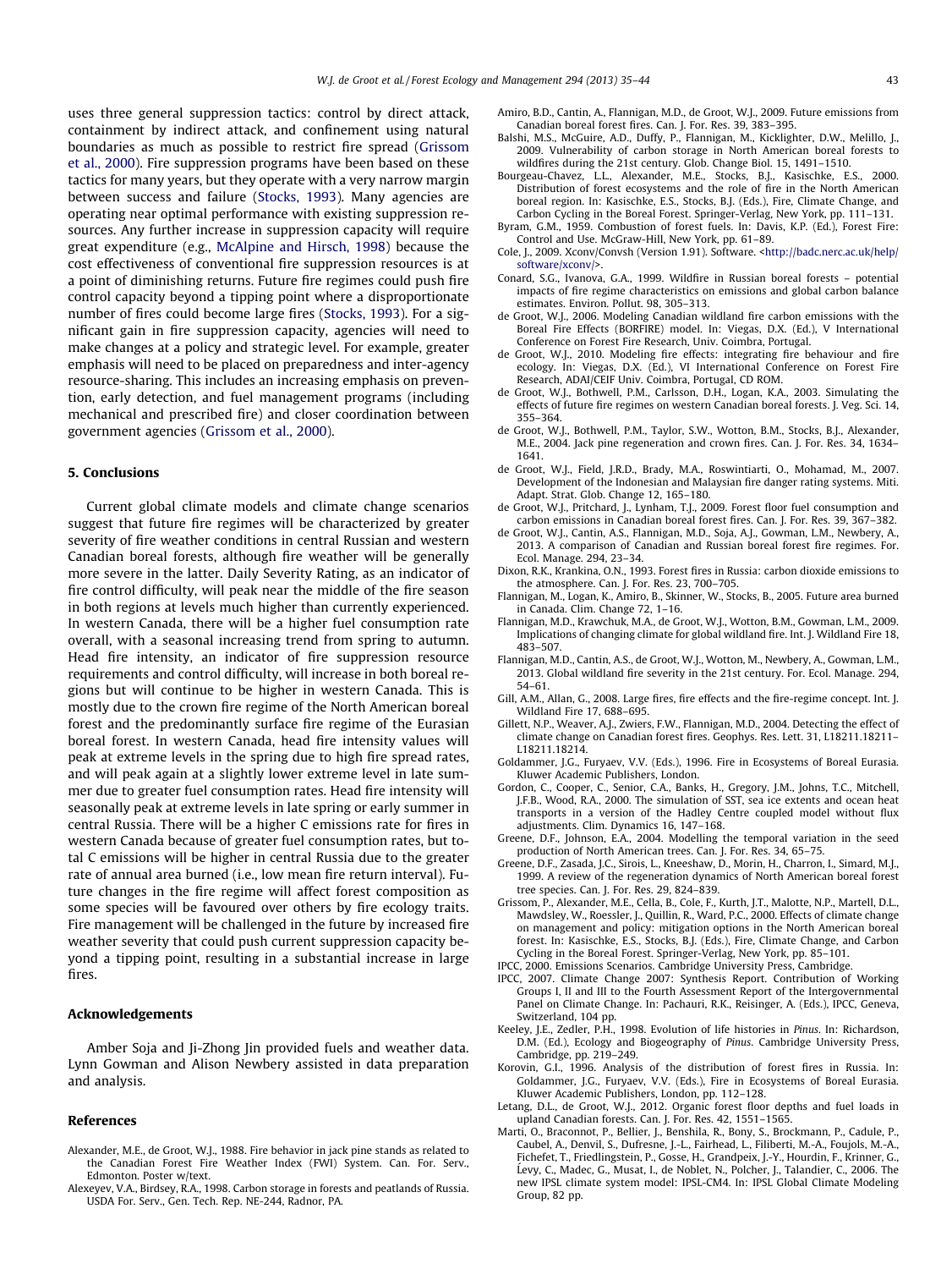uses three general suppression tactics: control by direct attack, containment by indirect attack, and confinement using natural boundaries as much as possible to restrict fire spread (Grissom et al., 2000). Fire suppression programs have been based on these tactics for many years, but they operate with a very narrow margin between success and failure (Stocks, 1993). Many agencies are operating near optimal performance with existing suppression resources. Any further increase in suppression capacity will require great expenditure (e.g., McAlpine and Hirsch, 1998) because the cost effectiveness of conventional fire suppression resources is at a point of diminishing returns. Future fire regimes could push fire control capacity beyond a tipping point where a disproportionate number of fires could become large fires (Stocks, 1993). For a significant gain in fire suppression capacity, agencies will need to make changes at a policy and strategic level. For example, greater emphasis will need to be placed on preparedness and inter-agency resource-sharing. This includes an increasing emphasis on prevention, early detection, and fuel management programs (including mechanical and prescribed fire) and closer coordination between government agencies (Grissom et al., 2000).

## 5. Conclusions

Current global climate models and climate change scenarios suggest that future fire regimes will be characterized by greater severity of fire weather conditions in central Russian and western Canadian boreal forests, although fire weather will be generally more severe in the latter. Daily Severity Rating, as an indicator of fire control difficulty, will peak near the middle of the fire season in both regions at levels much higher than currently experienced. In western Canada, there will be a higher fuel consumption rate overall, with a seasonal increasing trend from spring to autumn. Head fire intensity, an indicator of fire suppression resource requirements and control difficulty, will increase in both boreal regions but will continue to be higher in western Canada. This is mostly due to the crown fire regime of the North American boreal forest and the predominantly surface fire regime of the Eurasian boreal forest. In western Canada, head fire intensity values will peak at extreme levels in the spring due to high fire spread rates, and will peak again at a slightly lower extreme level in late summer due to greater fuel consumption rates. Head fire intensity will seasonally peak at extreme levels in late spring or early summer in central Russia. There will be a higher C emissions rate for fires in western Canada because of greater fuel consumption rates, but total C emissions will be higher in central Russia due to the greater rate of annual area burned (i.e., low mean fire return interval). Future changes in the fire regime will affect forest composition as some species will be favoured over others by fire ecology traits. Fire management will be challenged in the future by increased fire weather severity that could push current suppression capacity beyond a tipping point, resulting in a substantial increase in large fires.

## Acknowledgements

Amber Soja and Ji-Zhong Jin provided fuels and weather data. Lynn Gowman and Alison Newbery assisted in data preparation and analysis.

## References

Alexander, M.E., de Groot, W.J., 1988. Fire behavior in jack pine stands as related to the Canadian Forest Fire Weather Index (FWI) System. Can. For. Serv., Edmonton. Poster w/text.

Alexeyev, V.A., Birdsey, R.A., 1998. Carbon storage in forests and peatlands of Russia. USDA For. Serv., Gen. Tech. Rep. NE-244, Radnor, PA.

Amiro, B.D., Cantin, A., Flannigan, M.D., de Groot, W.J., 2009. Future emissions from Canadian boreal forest fires. Can. J. For. Res. 39, 383–395.

Balshi, M.S., McGuire, A.D., Duffy, P., Flannigan, M., Kicklighter, D.W., Melillo, J., 2009. Vulnerability of carbon storage in North American boreal forests to wildfires during the 21st century. Glob. Change Biol. 15, 1491–1510.

Bourgeau-Chavez, L.L., Alexander, M.E., Stocks, B.J., Kasischke, E.S., 2000. Distribution of forest ecosystems and the role of fire in the North American boreal region. In: Kasischke, E.S., Stocks, B.J. (Eds.), Fire, Climate Change, and Carbon Cycling in the Boreal Forest. Springer-Verlag, New York, pp. 111–131.

Byram, G.M., 1959. Combustion of forest fuels. In: Davis, K.P. (Ed.), Forest Fire: Control and Use. McGraw-Hill, New York, pp. 61–89.

Cole, J., 2009. Xconv/Convsh (Version 1.91). Software. <http://badc.nerc.ac.uk/help/software/xconv/>.

Conard, S.G., Ivanova, G.A., 1999. Wildfire in Russian boreal forests – potential impacts of fire regime characteristics on emissions and global carbon balance estimates. Environ. Pollut. 98, 305–313.

de Groot, W.J., 2006. Modeling Canadian wildland fire carbon emissions with the Boreal Fire Effects (BORFIRE) model. In: Viegas, D.X. (Ed.), V International Conference on Forest Fire Research, Univ. Coimbra, Portugal.

de Groot, W.J., 2010. Modeling fire effects: integrating fire behaviour and fire ecology. In: Viegas, D.X. (Ed.), VI International Conference on Forest Fire Research, ADAI/CEIF Univ. Coimbra, Portugal, CD ROM.

de Groot, W.J., Bothwell, P.M., Carlsson, D.H., Logan, K.A., 2003. Simulating the effects of future fire regimes on western Canadian boreal forests. J. Veg. Sci. 14, 355–364.

de Groot, W.J., Bothwell, P.M., Taylor, S.W., Wotton, B.M., Stocks, B.J., Alexander, M.E., 2004. Jack pine regeneration and crown fires. Can. J. For. Res. 34, 1634–1641.

de Groot, W.J., Field, J.R.D., Brady, M.A., Roswintiarti, O., Mohamad, M., 2007. Development of the Indonesian and Malaysian fire danger rating systems. Miti. Adapt. Strat. Glob. Change 12, 165–180.

de Groot, W.J., Pritchard, J., Lynham, T.J., 2009. Forest floor fuel consumption and carbon emissions in Canadian boreal forest fires. Can. J. For. Res. 39, 367–382.

de Groot, W.J., Cantin, A.S., Flannigan, M.D., Soja, A.J., Gowman, L.M., Newbery, A., 2013. A comparison of Canadian and Russian boreal forest fire regimes. For. Ecol. Manage. 294, 23–34.

Dixon, R.K., Krankina, O.N., 1993. Forest fires in Russia: carbon dioxide emissions to the atmosphere. Can. J. For. Res. 23, 700–705.

Flannigan, M., Logan, K., Amiro, B., Skinner, W., Stocks, B., 2005. Future area burned in Canada. Clim. Change 72, 1–16.

Flannigan, M.D., Krawchuk, M.A., de Groot, W.J., Wotton, B.M., Gowman, L.M., 2009. Implications of changing climate for global wildland fire. Int. J. Wildland Fire 18, 483–507.

Flannigan, M.D., Cantin, A.S., de Groot, W.J., Wotton, M., Newbery, A., Gowman, L.M., 2013. Global wildland fire severity in the 21st century. For. Ecol. Manage. 294, 54–61.

Gill, A.M., Allan, G., 2008. Large fires, fire effects and the fire-regime concept. Int. J. Wildland Fire 17, 688–695.

Gillett, N.P., Weaver, A.J., Zwiers, F.W., Flannigan, M.D., 2004. Detecting the effect of climate change on Canadian forest fires. Geophys. Res. Lett. 31, L18211.18211–L18211.18214.

Goldammer, J.G., Furyaev, V.V. (Eds.), 1996. Fire in Ecosystems of Boreal Eurasia. Kluwer Academic Publishers, London.

Gordon, C., Cooper, C., Senior, C.A., Banks, H., Gregory, J.M., Johns, T.C., Mitchell, J.F.B., Wood, R.A., 2000. The simulation of SST, sea ice extents and ocean heat transports in a version of the Hadley Centre coupled model without flux adjustments. Clim. Dynamics 16, 147–168.

Greene, D.F., Johnson, E.A., 2004. Modelling the temporal variation in the seed production of North American trees. Can. J. For. Res. 34, 65–75.

Greene, D.F., Zasada, J.C., Sirois, L., Kneeshaw, D., Morin, H., Charron, I., Simard, M.J., 1999. A review of the regeneration dynamics of North American boreal forest tree species. Can. J. For. Res. 29, 824–839.

Grissom, P., Alexander, M.E., Cella, B., Cole, F., Kurth, J.T., Malotte, N.P., Martell, D.L., Mawdsley, W., Roessler, J., Quillin, R., Ward, P.C., 2000. Effects of climate change on management and policy: mitigation options in the North American boreal forest. In: Kasischke, E.S., Stocks, B.J. (Eds.), Fire, Climate Change, and Carbon Cycling in the Boreal Forest. Springer-Verlag, New York, pp. 85–101.

IPCC, 2000. Emissions Scenarios. Cambridge University Press, Cambridge.

IPCC, 2007. Climate Change 2007: Synthesis Report. Contribution of Working Groups I, II and III to the Fourth Assessment Report of the Intergovernmental Panel on Climate Change. In: Pachauri, R.K., Reisinger, A. (Eds.), IPCC, Geneva, Switzerland, 104 pp.

Keeley, J.E., Zedler, P.H., 1998. Evolution of life histories in *Pinus*. In: Richardson, D.M. (Ed.), Ecology and Biogeography of *Pinus*. Cambridge University Press, Cambridge, pp. 219–249.

Korovin, G.I., 1996. Analysis of the distribution of forest fires in Russia. In: Goldammer, J.G., Furyaev, V.V. (Eds.), Fire in Ecosystems of Boreal Eurasia. Kluwer Academic Publishers, London, pp. 112–128.

Letang, D.L., de Groot, W.J., 2012. Organic forest floor depths and fuel loads in upland Canadian forests. Can. J. For. Res. 42, 1551–1565.

Marti, O., Braconnot, P., Bellier, J., Benshila, R., Bony, S., Brockmann, P., Cadule, P., Caubel, A., Denvil, S., Dufresne, J.-L., Fairhead, L., Filiberti, M.-A., Fichefet, T., Friedlingstein, P., Gosse, H., Grandpeix, J.-Y., Hourdin, F., Krinner, G., Levy, C., Madec, G., Musat, I., de Noblet, N., Polcher, J., Talandier, C., 2006. The new IPSL climate system model: IPSL-CM4. In: IPSL Global Climate Modeling Group, 82 pp.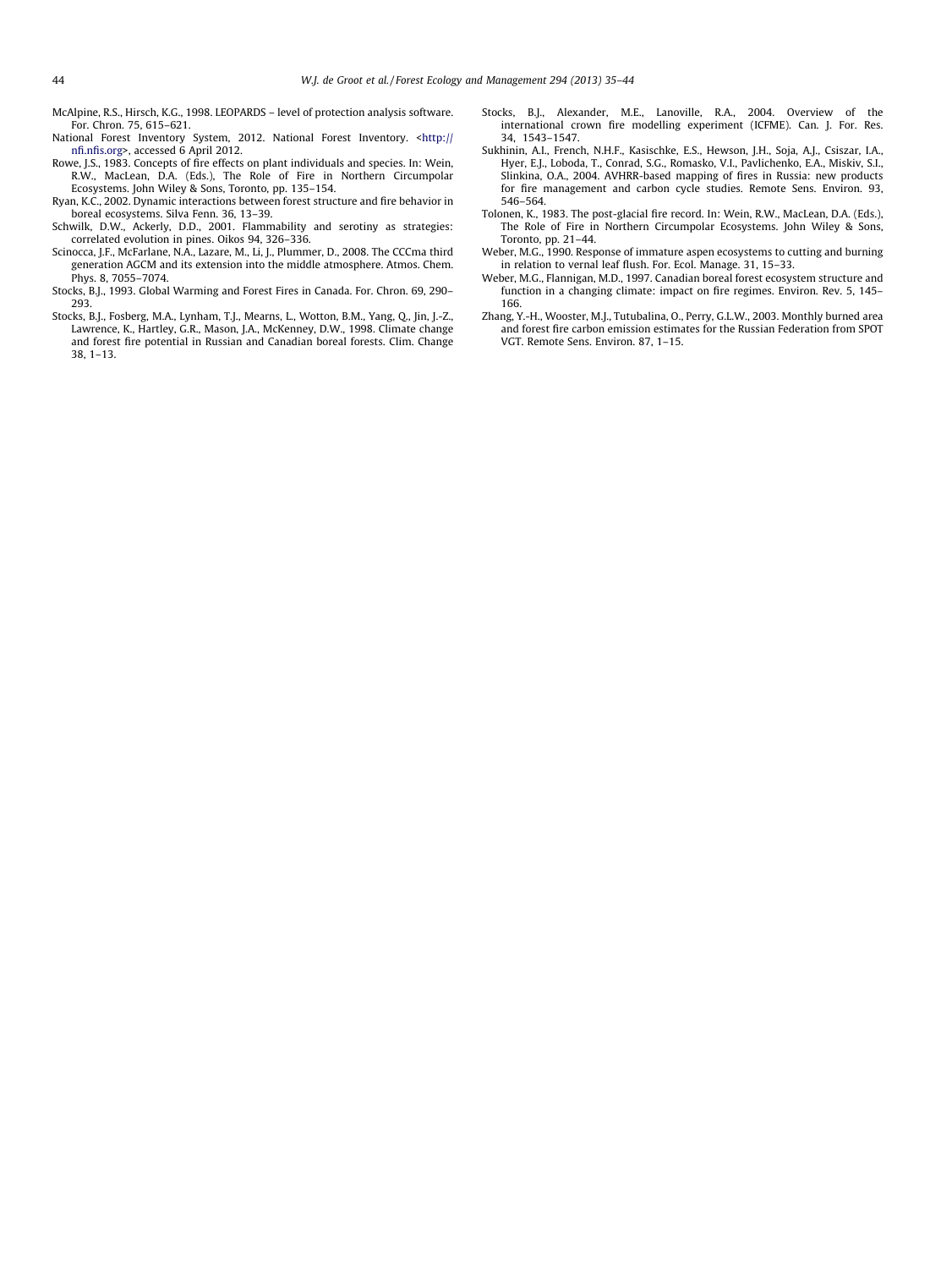McAlpine, R.S., Hirsch, K.G., 1998. LEOPARDS – level of protection analysis software. For. Chron. 75, 615–621.

National Forest Inventory System, 2012. National Forest Inventory. <http://nfi.nfis.org>, accessed 6 April 2012.

Rowe, J.S., 1983. Concepts of fire effects on plant individuals and species. In: Wein, R.W., MacLean, D.A. (Eds.), The Role of Fire in Northern Circumpolar Ecosystems. John Wiley & Sons, Toronto, pp. 135–154.

Ryan, K.C., 2002. Dynamic interactions between forest structure and fire behavior in boreal ecosystems. Silva Fenn. 36, 13–39.

Schwilk, D.W., Ackerly, D.D., 2001. Flammability and serotiny as strategies: correlated evolution in pines. Oikos 94, 326–336.

Scinocca, J.F., McFarlane, N.A., Lazare, M., Li, J., Plummer, D., 2008. The CCCma third generation AGCM and its extension into the middle atmosphere. Atmos. Chem. Phys. 8, 7055–7074.

Stocks, B.J., 1993. Global Warming and Forest Fires in Canada. For. Chron. 69, 290–293.

Stocks, B.J., Fosberg, M.A., Lynham, T.J., Mearns, L., Wotton, B.M., Yang, Q., Jin, J.-Z., Lawrence, K., Hartley, G.R., Mason, J.A., McKenney, D.W., 1998. Climate change and forest fire potential in Russian and Canadian boreal forests. Clim. Change 38, 1–13.

Stocks, B.J., Alexander, M.E., Lanoville, R.A., 2004. Overview of the international crown fire modelling experiment (ICFME). Can. J. For. Res. 34, 1543–1547.

Sukhinin, A.I., French, N.H.F., Kasischke, E.S., Hewson, J.H., Soja, A.J., Csiszar, I.A., Hyer, E.J., Loboda, T., Conrad, S.G., Romasko, V.I., Pavlichenko, E.A., Miskiv, S.I., Slinkina, O.A., 2004. AVHRR-based mapping of fires in Russia: new products for fire management and carbon cycle studies. Remote Sens. Environ. 93, 546–564.

Tolonen, K., 1983. The post-glacial fire record. In: Wein, R.W., MacLean, D.A. (Eds.), The Role of Fire in Northern Circumpolar Ecosystems. John Wiley & Sons, Toronto, pp. 21–44.

Weber, M.G., 1990. Response of immature aspen ecosystems to cutting and burning in relation to vernal leaf flush. For. Ecol. Manage. 31, 15–33.

Weber, M.G., Flannigan, M.D., 1997. Canadian boreal forest ecosystem structure and function in a changing climate: impact on fire regimes. Environ. Rev. 5, 145–166.

Zhang, Y.-H., Wooster, M.J., Tutubalina, O., Perry, G.L.W., 2003. Monthly burned area and forest fire carbon emission estimates for the Russian Federation from SPOT VGT. Remote Sens. Environ. 87, 1–15.